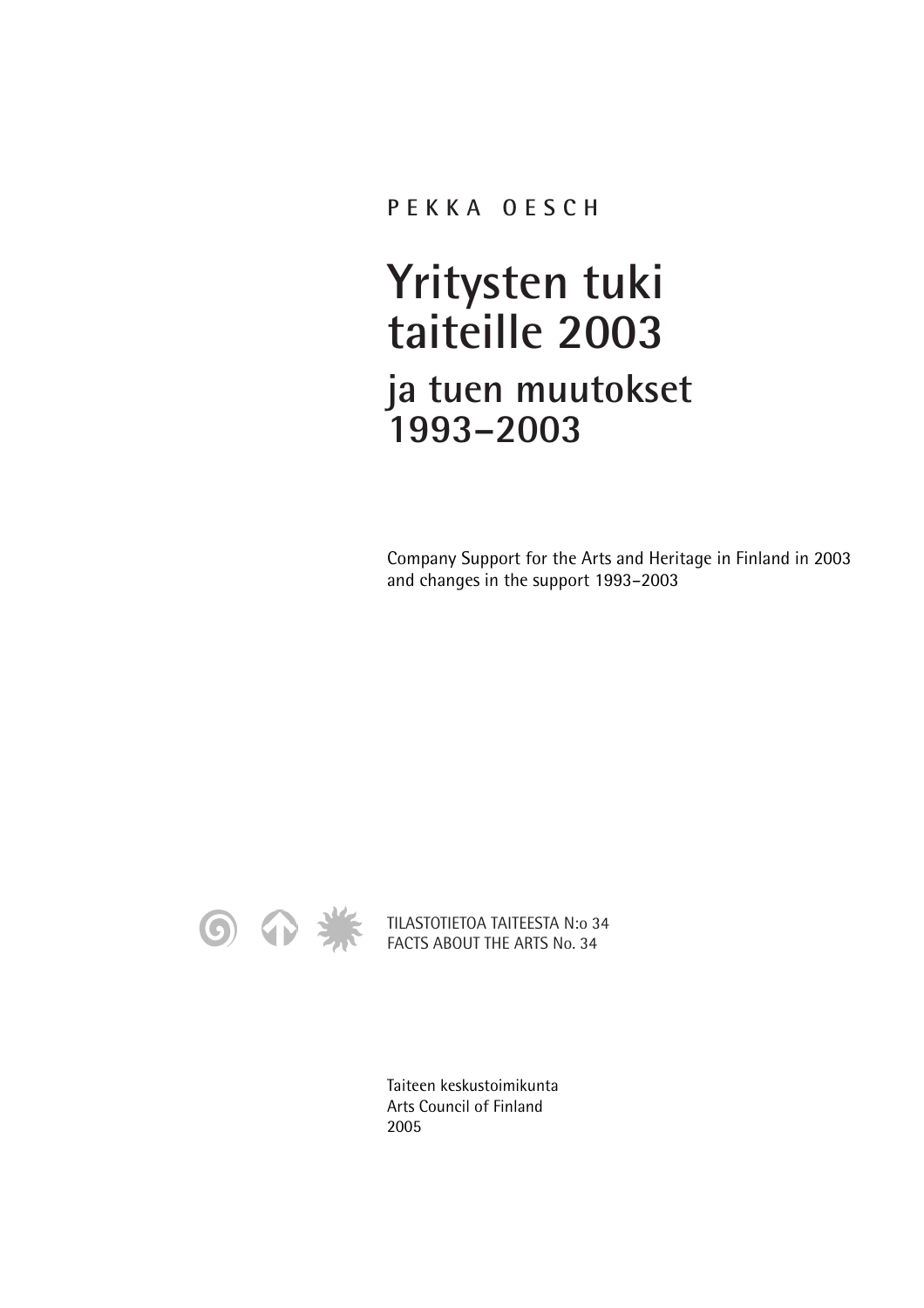PEKKA OESCH

# Yritysten tuki taiteille 2003

## ja tuen muutokset 1993–2003

Company Support for the Arts and Heritage in Finland in 2003
and changes in the support 1993–2003

TILASTOTIETOA TAITEESTA N:o 34
FACTS ABOUT THE ARTS No. 34

Taiteen keskustoimikunta
Arts Council of Finland
2005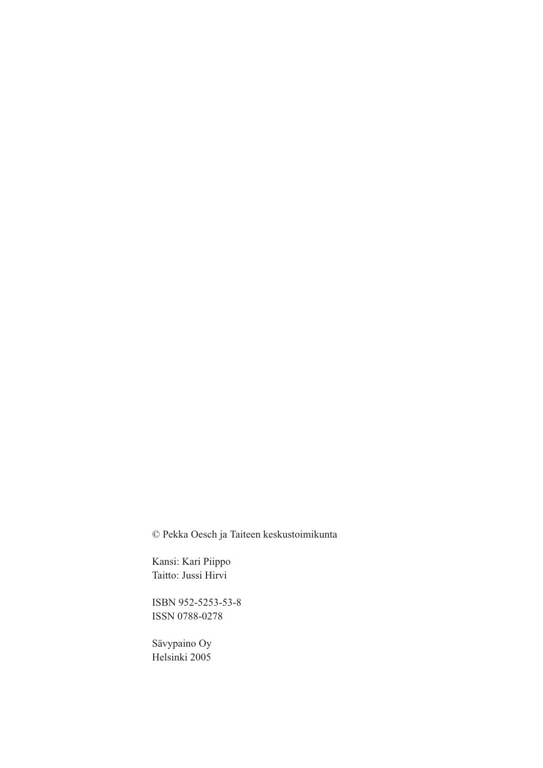© Pekka Oesch ja Taiteen keskustoimikunta

Kansi: Kari Piippo
Taitto: Jussi Hirvi

ISBN 952-5253-53-8
ISSN 0788-0278

Sävypaino Oy
Helsinki 2005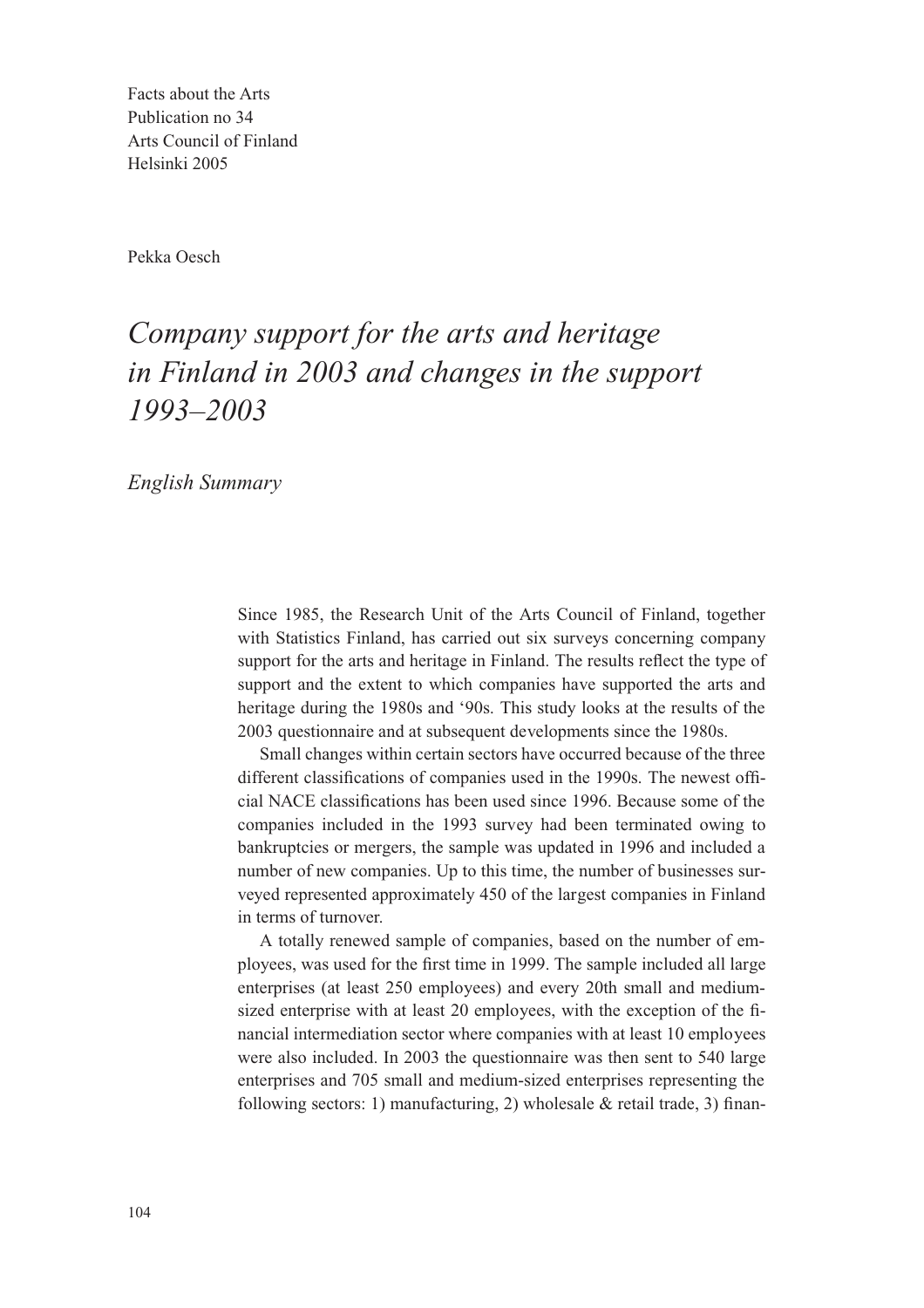Facts about the Arts
Publication no 34
Arts Council of Finland
Helsinki 2005

Pekka Oesch

# *Company support for the arts and heritage in Finland in 2003 and changes in the support 1993–2003*

*English Summary*

Since 1985, the Research Unit of the Arts Council of Finland, together with Statistics Finland, has carried out six surveys concerning company support for the arts and heritage in Finland. The results reflect the type of support and the extent to which companies have supported the arts and heritage during the 1980s and '90s. This study looks at the results of the 2003 questionnaire and at subsequent developments since the 1980s.

Small changes within certain sectors have occurred because of the three different classifications of companies used in the 1990s. The newest official NACE classifications has been used since 1996. Because some of the companies included in the 1993 survey had been terminated owing to bankruptcies or mergers, the sample was updated in 1996 and included a number of new companies. Up to this time, the number of businesses surveyed represented approximately 450 of the largest companies in Finland in terms of turnover.

A totally renewed sample of companies, based on the number of employees, was used for the first time in 1999. The sample included all large enterprises (at least 250 employees) and every 20th small and medium-sized enterprise with at least 20 employees, with the exception of the financial intermediation sector where companies with at least 10 employees were also included. In 2003 the questionnaire was then sent to 540 large enterprises and 705 small and medium-sized enterprises representing the following sectors: 1) manufacturing, 2) wholesale & retail trade, 3) finan-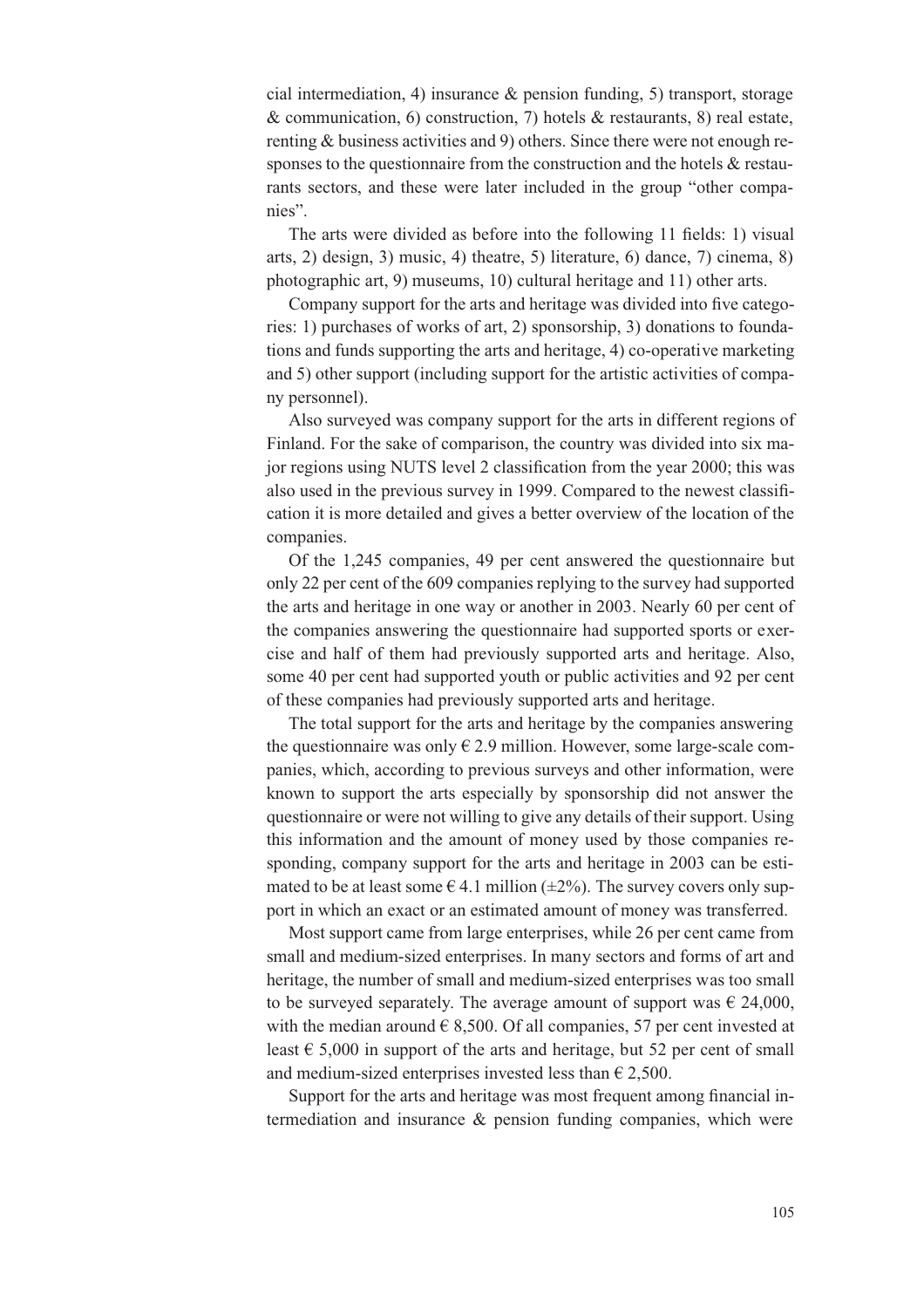cial intermediation, 4) insurance & pension funding, 5) transport, storage & communication, 6) construction, 7) hotels & restaurants, 8) real estate, renting & business activities and 9) others. Since there were not enough responses to the questionnaire from the construction and the hotels & restaurants sectors, and these were later included in the group "other companies".

The arts were divided as before into the following 11 fields: 1) visual arts, 2) design, 3) music, 4) theatre, 5) literature, 6) dance, 7) cinema, 8) photographic art, 9) museums, 10) cultural heritage and 11) other arts.

Company support for the arts and heritage was divided into five categories: 1) purchases of works of art, 2) sponsorship, 3) donations to foundations and funds supporting the arts and heritage, 4) co-operative marketing and 5) other support (including support for the artistic activities of company personnel).

Also surveyed was company support for the arts in different regions of Finland. For the sake of comparison, the country was divided into six major regions using NUTS level 2 classification from the year 2000; this was also used in the previous survey in 1999. Compared to the newest classification it is more detailed and gives a better overview of the location of the companies.

Of the 1,245 companies, 49 per cent answered the questionnaire but only 22 per cent of the 609 companies replying to the survey had supported the arts and heritage in one way or another in 2003. Nearly 60 per cent of the companies answering the questionnaire had supported sports or exercise and half of them had previously supported arts and heritage. Also, some 40 per cent had supported youth or public activities and 92 per cent of these companies had previously supported arts and heritage.

The total support for the arts and heritage by the companies answering the questionnaire was only € 2.9 million. However, some large-scale companies, which, according to previous surveys and other information, were known to support the arts especially by sponsorship did not answer the questionnaire or were not willing to give any details of their support. Using this information and the amount of money used by those companies responding, company support for the arts and heritage in 2003 can be estimated to be at least some € 4.1 million (±2%). The survey covers only support in which an exact or an estimated amount of money was transferred.

Most support came from large enterprises, while 26 per cent came from small and medium-sized enterprises. In many sectors and forms of art and heritage, the number of small and medium-sized enterprises was too small to be surveyed separately. The average amount of support was € 24,000, with the median around € 8,500. Of all companies, 57 per cent invested at least € 5,000 in support of the arts and heritage, but 52 per cent of small and medium-sized enterprises invested less than € 2,500.

Support for the arts and heritage was most frequent among financial intermediation and insurance & pension funding companies, which were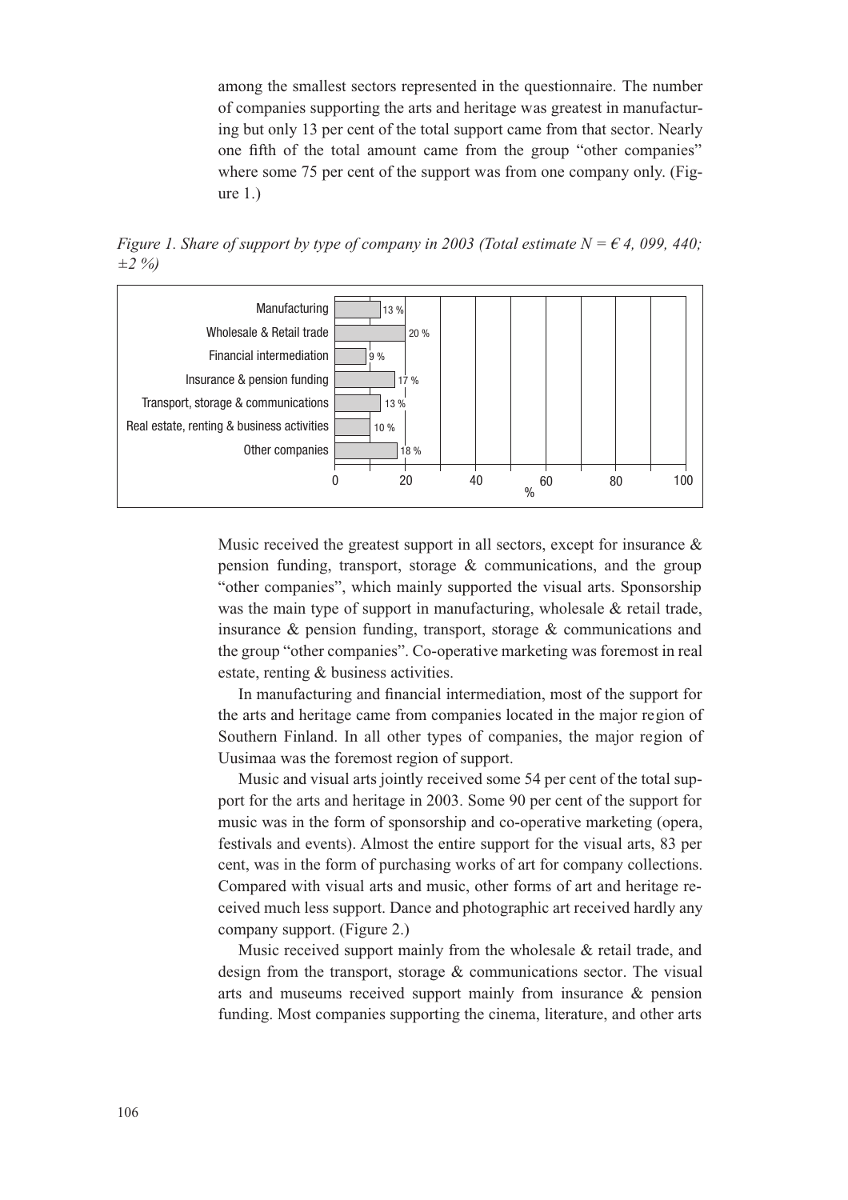among the smallest sectors represented in the questionnaire. The number of companies supporting the arts and heritage was greatest in manufacturing but only 13 per cent of the total support came from that sector. Nearly one fifth of the total amount came from the group "other companies" where some 75 per cent of the support was from one company only. (Figure 1.)

*Figure 1. Share of support by type of company in 2003 (Total estimate N = € 4, 099, 440; ±2 %)*

| Type of company | % |
|---|---|
| Manufacturing | 13 % |
| Wholesale & Retail trade | 20 % |
| Financial intermediation | 9 % |
| Insurance & pension funding | 17 % |
| Transport, storage & communications | 13 % |
| Real estate, renting & business activities | 10 % |
| Other companies | 18 % |

Music received the greatest support in all sectors, except for insurance & pension funding, transport, storage & communications, and the group "other companies", which mainly supported the visual arts. Sponsorship was the main type of support in manufacturing, wholesale & retail trade, insurance & pension funding, transport, storage & communications and the group "other companies". Co-operative marketing was foremost in real estate, renting & business activities.

In manufacturing and financial intermediation, most of the support for the arts and heritage came from companies located in the major region of Southern Finland. In all other types of companies, the major region of Uusimaa was the foremost region of support.

Music and visual arts jointly received some 54 per cent of the total support for the arts and heritage in 2003. Some 90 per cent of the support for music was in the form of sponsorship and co-operative marketing (opera, festivals and events). Almost the entire support for the visual arts, 83 per cent, was in the form of purchasing works of art for company collections. Compared with visual arts and music, other forms of art and heritage received much less support. Dance and photographic art received hardly any company support. (Figure 2.)

Music received support mainly from the wholesale & retail trade, and design from the transport, storage & communications sector. The visual arts and museums received support mainly from insurance & pension funding. Most companies supporting the cinema, literature, and other arts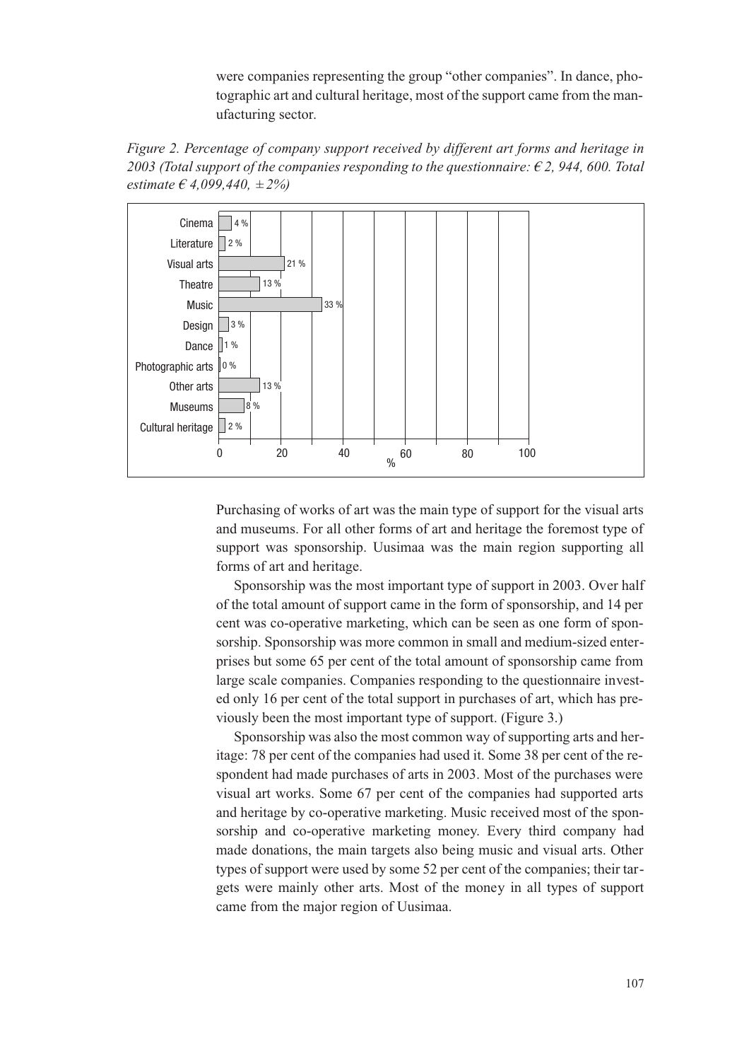were companies representing the group "other companies". In dance, photographic art and cultural heritage, most of the support came from the manufacturing sector.

*Figure 2. Percentage of company support received by different art forms and heritage in 2003 (Total support of the companies responding to the questionnaire: € 2, 944, 600. Total estimate € 4,099,440, ± 2%)*

| Art form | % |
|---|---|
| Cinema | 4 % |
| Literature | 2 % |
| Visual arts | 21 % |
| Theatre | 13 % |
| Music | 33 % |
| Design | 3 % |
| Dance | 1 % |
| Photographic arts | 0 % |
| Other arts | 13 % |
| Museums | 8 % |
| Cultural heritage | 2 % |

Purchasing of works of art was the main type of support for the visual arts and museums. For all other forms of art and heritage the foremost type of support was sponsorship. Uusimaa was the main region supporting all forms of art and heritage.

Sponsorship was the most important type of support in 2003. Over half of the total amount of support came in the form of sponsorship, and 14 per cent was co-operative marketing, which can be seen as one form of sponsorship. Sponsorship was more common in small and medium-sized enterprises but some 65 per cent of the total amount of sponsorship came from large scale companies. Companies responding to the questionnaire invested only 16 per cent of the total support in purchases of art, which has previously been the most important type of support. (Figure 3.)

Sponsorship was also the most common way of supporting arts and heritage: 78 per cent of the companies had used it. Some 38 per cent of the respondent had made purchases of arts in 2003. Most of the purchases were visual art works. Some 67 per cent of the companies had supported arts and heritage by co-operative marketing. Music received most of the sponsorship and co-operative marketing money. Every third company had made donations, the main targets also being music and visual arts. Other types of support were used by some 52 per cent of the companies; their targets were mainly other arts. Most of the money in all types of support came from the major region of Uusimaa.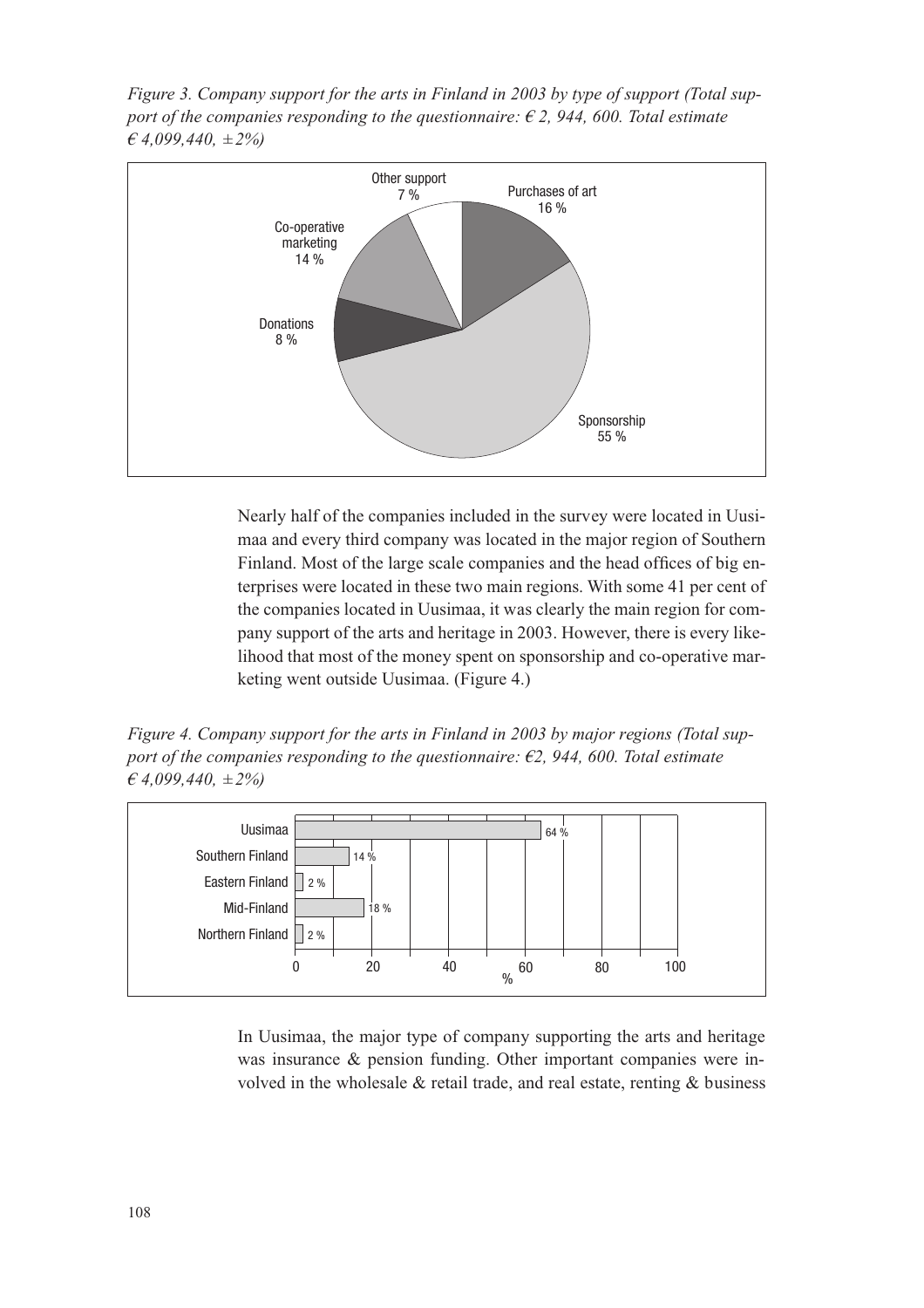*Figure 3. Company support for the arts in Finland in 2003 by type of support (Total support of the companies responding to the questionnaire: € 2, 944, 600. Total estimate € 4,099,440, ±2%)*

| Type of support | % |
|---|---|
| Purchases of art | 16 % |
| Sponsorship | 55 % |
| Donations | 8 % |
| Co-operative marketing | 14 % |
| Other support | 7 % |

Nearly half of the companies included in the survey were located in Uusimaa and every third company was located in the major region of Southern Finland. Most of the large scale companies and the head offices of big enterprises were located in these two main regions. With some 41 per cent of the companies located in Uusimaa, it was clearly the main region for company support of the arts and heritage in 2003. However, there is every likelihood that most of the money spent on sponsorship and co-operative marketing went outside Uusimaa. (Figure 4.)

*Figure 4. Company support for the arts in Finland in 2003 by major regions (Total support of the companies responding to the questionnaire: €2, 944, 600. Total estimate € 4,099,440, ±2%)*

| Region | % |
|---|---|
| Uusimaa | 64 % |
| Southern Finland | 14 % |
| Eastern Finland | 2 % |
| Mid-Finland | 18 % |
| Northern Finland | 2 % |

In Uusimaa, the major type of company supporting the arts and heritage was insurance & pension funding. Other important companies were involved in the wholesale & retail trade, and real estate, renting & business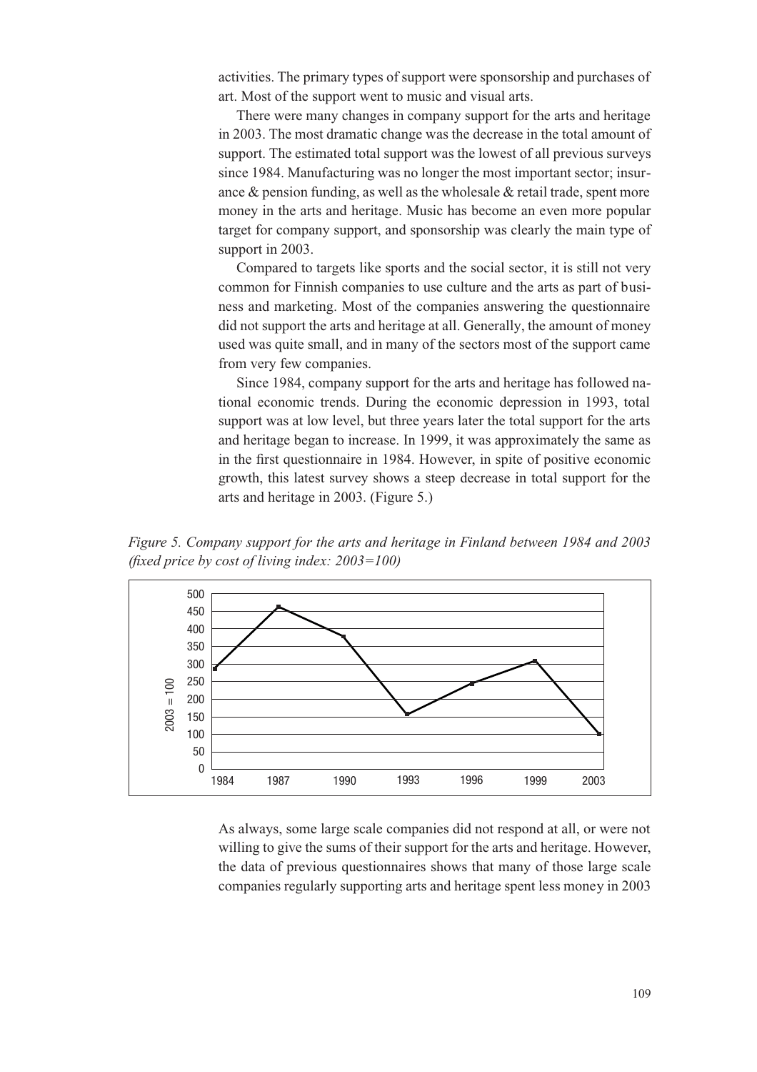activities. The primary types of support were sponsorship and purchases of art. Most of the support went to music and visual arts.

There were many changes in company support for the arts and heritage in 2003. The most dramatic change was the decrease in the total amount of support. The estimated total support was the lowest of all previous surveys since 1984. Manufacturing was no longer the most important sector; insurance & pension funding, as well as the wholesale & retail trade, spent more money in the arts and heritage. Music has become an even more popular target for company support, and sponsorship was clearly the main type of support in 2003.

Compared to targets like sports and the social sector, it is still not very common for Finnish companies to use culture and the arts as part of business and marketing. Most of the companies answering the questionnaire did not support the arts and heritage at all. Generally, the amount of money used was quite small, and in many of the sectors most of the support came from very few companies.

Since 1984, company support for the arts and heritage has followed national economic trends. During the economic depression in 1993, total support was at low level, but three years later the total support for the arts and heritage began to increase. In 1999, it was approximately the same as in the first questionnaire in 1984. However, in spite of positive economic growth, this latest survey shows a steep decrease in total support for the arts and heritage in 2003. (Figure 5.)

*Figure 5. Company support for the arts and heritage in Finland between 1984 and 2003 (fixed price by cost of living index: 2003=100)*

As always, some large scale companies did not respond at all, or were not willing to give the sums of their support for the arts and heritage. However, the data of previous questionnaires shows that many of those large scale companies regularly supporting arts and heritage spent less money in 2003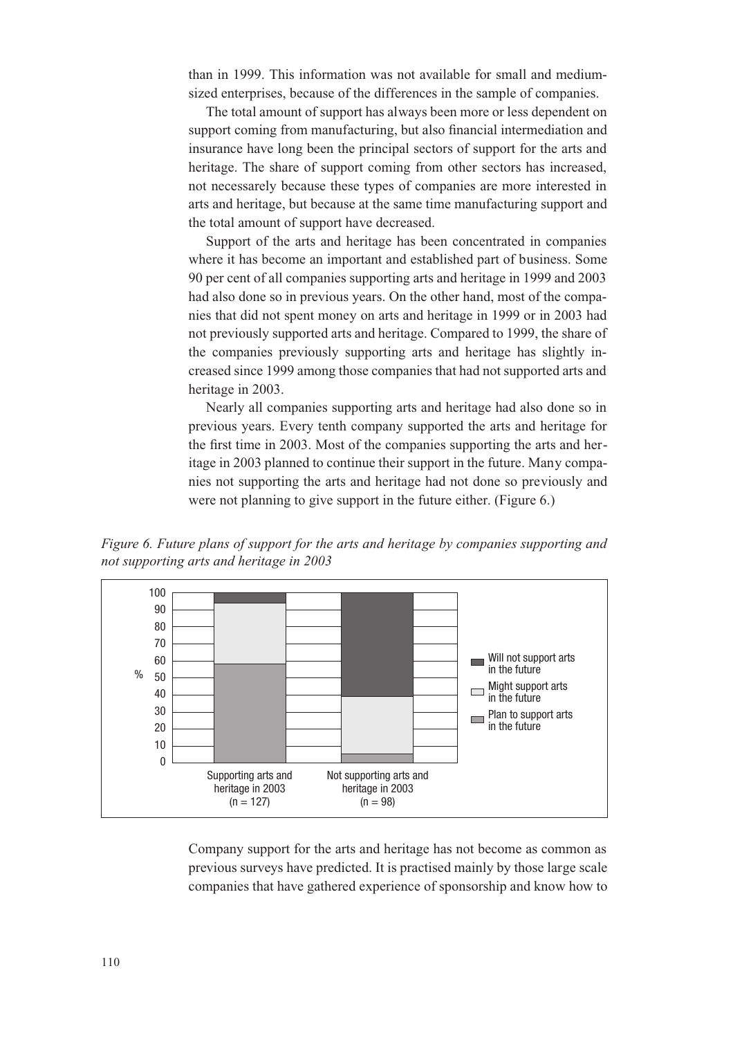than in 1999. This information was not available for small and medium-sized enterprises, because of the differences in the sample of companies.

The total amount of support has always been more or less dependent on support coming from manufacturing, but also financial intermediation and insurance have long been the principal sectors of support for the arts and heritage. The share of support coming from other sectors has increased, not necessarely because these types of companies are more interested in arts and heritage, but because at the same time manufacturing support and the total amount of support have decreased.

Support of the arts and heritage has been concentrated in companies where it has become an important and established part of business. Some 90 per cent of all companies supporting arts and heritage in 1999 and 2003 had also done so in previous years. On the other hand, most of the companies that did not spent money on arts and heritage in 1999 or in 2003 had not previously supported arts and heritage. Compared to 1999, the share of the companies previously supporting arts and heritage has slightly increased since 1999 among those companies that had not supported arts and heritage in 2003.

Nearly all companies supporting arts and heritage had also done so in previous years. Every tenth company supported the arts and heritage for the first time in 2003. Most of the companies supporting the arts and heritage in 2003 planned to continue their support in the future. Many companies not supporting the arts and heritage had not done so previously and were not planning to give support in the future either. (Figure 6.)

*Figure 6. Future plans of support for the arts and heritage by companies supporting and not supporting arts and heritage in 2003*

Company support for the arts and heritage has not become as common as previous surveys have predicted. It is practised mainly by those large scale companies that have gathered experience of sponsorship and know how to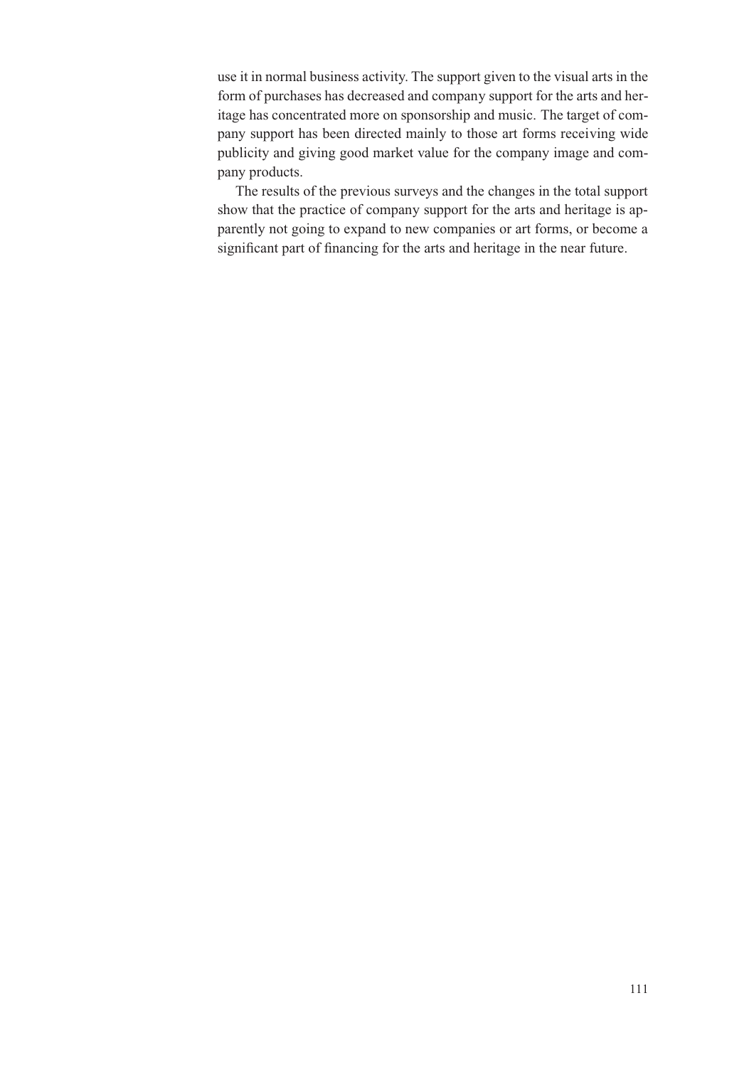use it in normal business activity. The support given to the visual arts in the form of purchases has decreased and company support for the arts and heritage has concentrated more on sponsorship and music. The target of company support has been directed mainly to those art forms receiving wide publicity and giving good market value for the company image and company products.

The results of the previous surveys and the changes in the total support show that the practice of company support for the arts and heritage is apparently not going to expand to new companies or art forms, or become a significant part of financing for the arts and heritage in the near future.